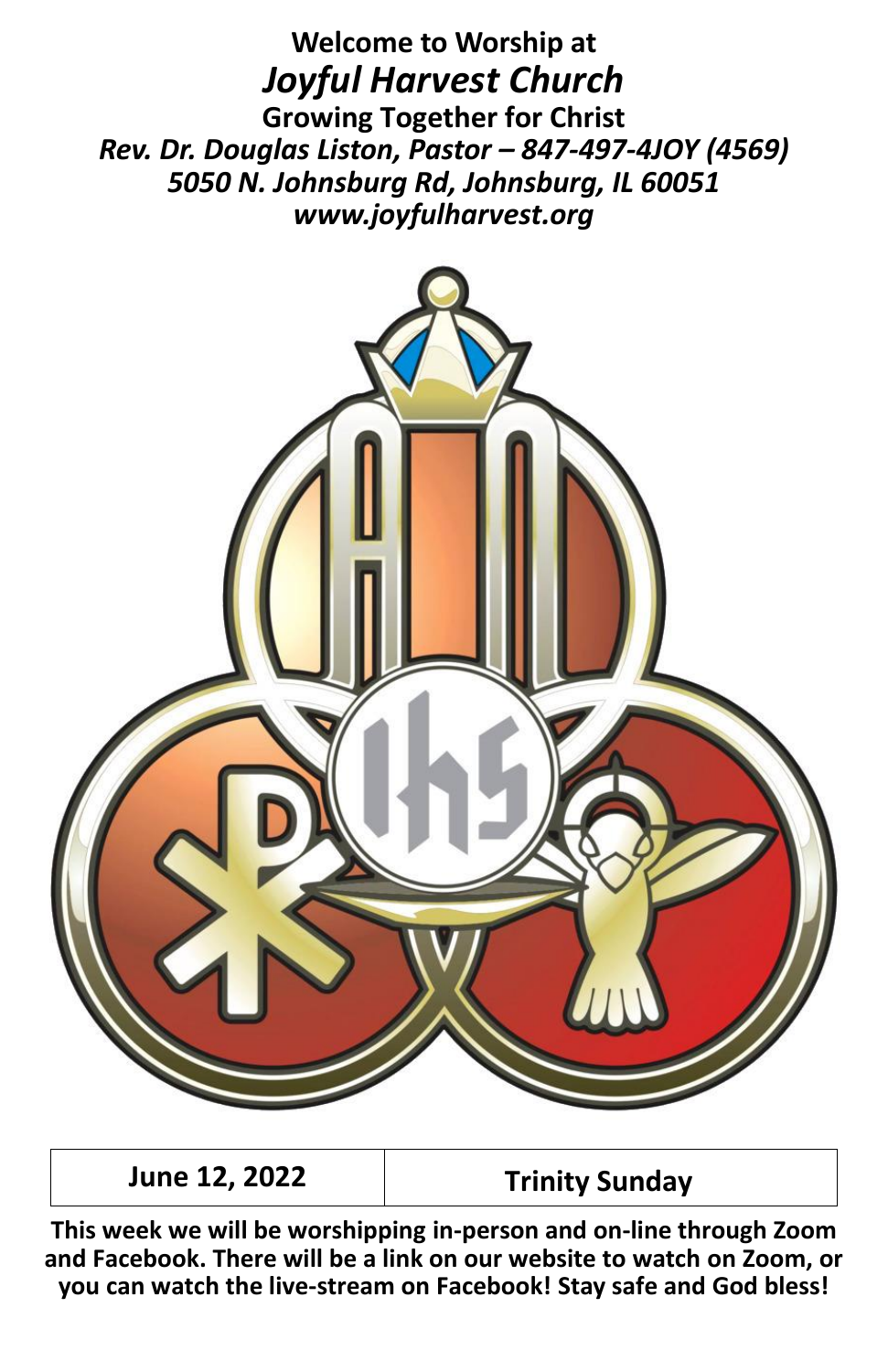**Welcome to Worship at**

# *Joyful Harvest Church*

**Growing Together for Christ**

***Rev. Dr. Douglas Liston, Pastor – 847-497-4JOY (4569)***

***5050 N. Johnsburg Rd, Johnsburg, IL 60051***

***www.joyfulharvest.org***

| June 12, 2022 | Trinity Sunday |
| --- | --- |

**This week we will be worshipping in-person and on-line through Zoom and Facebook. There will be a link on our website to watch on Zoom, or you can watch the live-stream on Facebook! Stay safe and God bless!**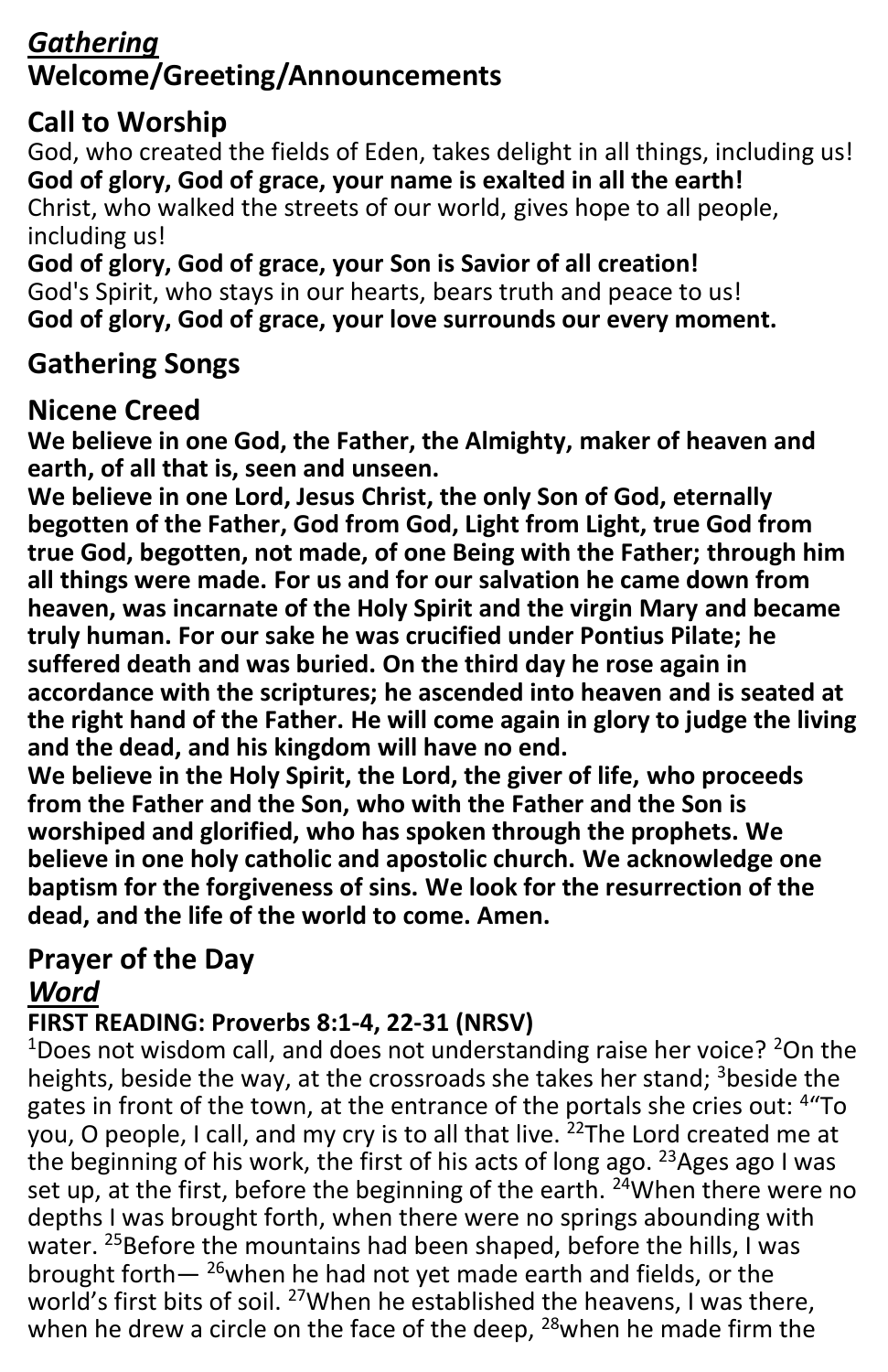## ***Gathering***

## Welcome/Greeting/Announcements

## Call to Worship

God, who created the fields of Eden, takes delight in all things, including us!
**God of glory, God of grace, your name is exalted in all the earth!**
Christ, who walked the streets of our world, gives hope to all people, including us!
**God of glory, God of grace, your Son is Savior of all creation!**
God's Spirit, who stays in our hearts, bears truth and peace to us!
**God of glory, God of grace, your love surrounds our every moment.**

## Gathering Songs

## Nicene Creed

**We believe in one God, the Father, the Almighty, maker of heaven and earth, of all that is, seen and unseen.**
**We believe in one Lord, Jesus Christ, the only Son of God, eternally begotten of the Father, God from God, Light from Light, true God from true God, begotten, not made, of one Being with the Father; through him all things were made. For us and for our salvation he came down from heaven, was incarnate of the Holy Spirit and the virgin Mary and became truly human. For our sake he was crucified under Pontius Pilate; he suffered death and was buried. On the third day he rose again in accordance with the scriptures; he ascended into heaven and is seated at the right hand of the Father. He will come again in glory to judge the living and the dead, and his kingdom will have no end.**
**We believe in the Holy Spirit, the Lord, the giver of life, who proceeds from the Father and the Son, who with the Father and the Son is worshiped and glorified, who has spoken through the prophets. We believe in one holy catholic and apostolic church. We acknowledge one baptism for the forgiveness of sins. We look for the resurrection of the dead, and the life of the world to come. Amen.**

## Prayer of the Day

## ***Word***

### FIRST READING: Proverbs 8:1-4, 22-31 (NRSV)

[1]Does not wisdom call, and does not understanding raise her voice? [2]On the heights, beside the way, at the crossroads she takes her stand; [3]beside the gates in front of the town, at the entrance of the portals she cries out: [4]"To you, O people, I call, and my cry is to all that live. [22]The Lord created me at the beginning of his work, the first of his acts of long ago. [23]Ages ago I was set up, at the first, before the beginning of the earth. [24]When there were no depths I was brought forth, when there were no springs abounding with water. [25]Before the mountains had been shaped, before the hills, I was brought forth— [26]when he had not yet made earth and fields, or the world's first bits of soil. [27]When he established the heavens, I was there, when he drew a circle on the face of the deep, [28]when he made firm the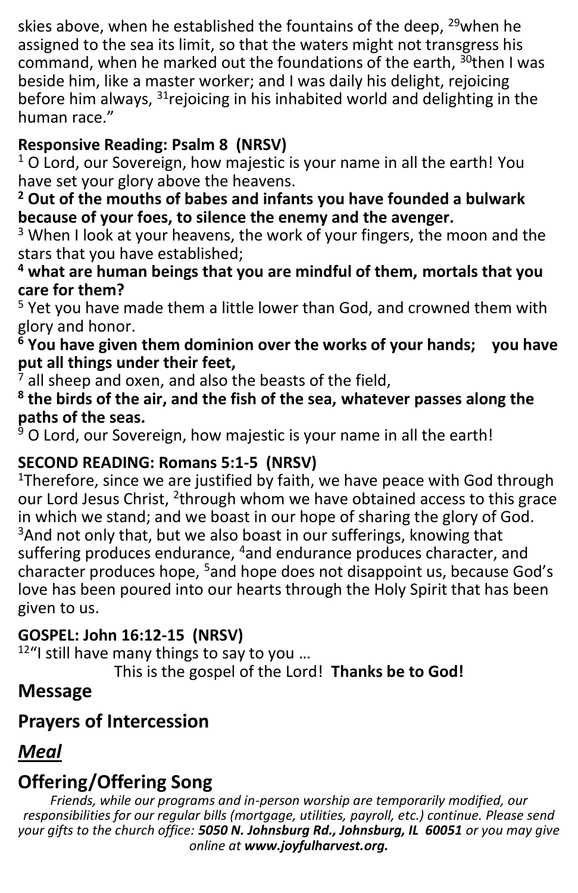skies above, when he established the fountains of the deep, [29]when he assigned to the sea its limit, so that the waters might not transgress his command, when he marked out the foundations of the earth, [30]then I was beside him, like a master worker; and I was daily his delight, rejoicing before him always, [31]rejoicing in his inhabited world and delighting in the human race."

**Responsive Reading: Psalm 8 (NRSV)**

[1] O Lord, our Sovereign, how majestic is your name in all the earth! You have set your glory above the heavens.

**[2] Out of the mouths of babes and infants you have founded a bulwark because of your foes, to silence the enemy and the avenger.**

[3] When I look at your heavens, the work of your fingers, the moon and the stars that you have established;

**[4] what are human beings that you are mindful of them, mortals that you care for them?**

[5] Yet you have made them a little lower than God, and crowned them with glory and honor.

**[6] You have given them dominion over the works of your hands; you have put all things under their feet,**

[7] all sheep and oxen, and also the beasts of the field,

**[8] the birds of the air, and the fish of the sea, whatever passes along the paths of the seas.**

[9] O Lord, our Sovereign, how majestic is your name in all the earth!

**SECOND READING: Romans 5:1-5 (NRSV)**

[1]Therefore, since we are justified by faith, we have peace with God through our Lord Jesus Christ, [2]through whom we have obtained access to this grace in which we stand; and we boast in our hope of sharing the glory of God. [3]And not only that, but we also boast in our sufferings, knowing that suffering produces endurance, [4]and endurance produces character, and character produces hope, [5]and hope does not disappoint us, because God's love has been poured into our hearts through the Holy Spirit that has been given to us.

**GOSPEL: John 16:12-15 (NRSV)**

[12]"I still have many things to say to you …

This is the gospel of the Lord! **Thanks be to God!**

## Message

## Prayers of Intercession

## *Meal*

## Offering/Offering Song

*Friends, while our programs and in-person worship are temporarily modified, our responsibilities for our regular bills (mortgage, utilities, payroll, etc.) continue. Please send your gifts to the church office: **5050 N. Johnsburg Rd., Johnsburg, IL 60051** or you may give online at **www.joyfulharvest.org.***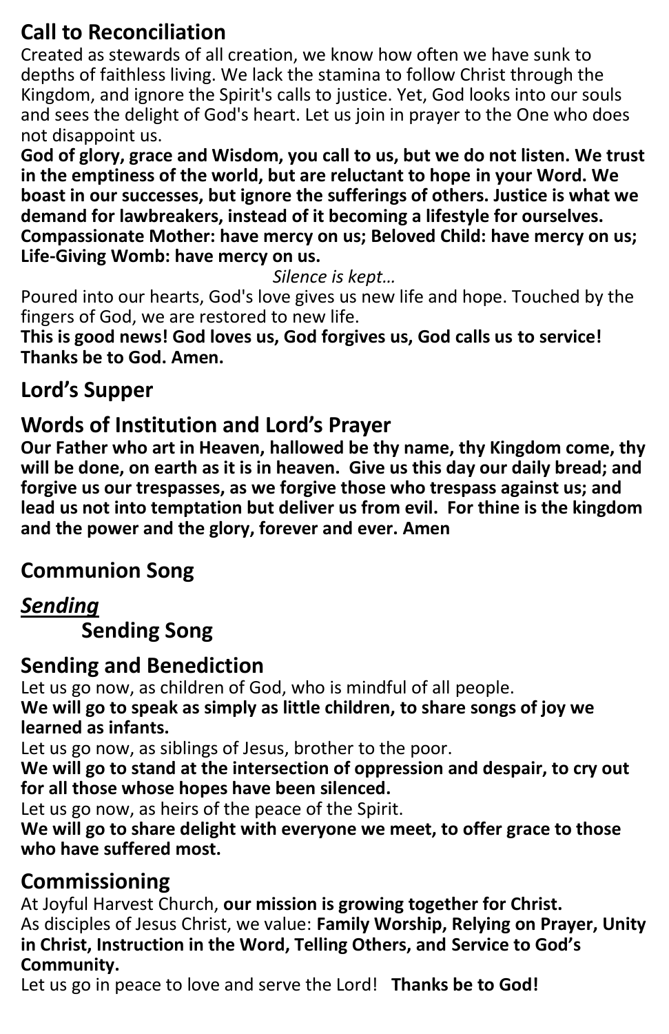## Call to Reconciliation

Created as stewards of all creation, we know how often we have sunk to depths of faithless living. We lack the stamina to follow Christ through the Kingdom, and ignore the Spirit's calls to justice. Yet, God looks into our souls and sees the delight of God's heart. Let us join in prayer to the One who does not disappoint us.

**God of glory, grace and Wisdom, you call to us, but we do not listen. We trust in the emptiness of the world, but are reluctant to hope in your Word. We boast in our successes, but ignore the sufferings of others. Justice is what we demand for lawbreakers, instead of it becoming a lifestyle for ourselves. Compassionate Mother: have mercy on us; Beloved Child: have mercy on us; Life-Giving Womb: have mercy on us.**

*Silence is kept…*

Poured into our hearts, God's love gives us new life and hope. Touched by the fingers of God, we are restored to new life.

**This is good news! God loves us, God forgives us, God calls us to service! Thanks be to God. Amen.**

## Lord's Supper

## Words of Institution and Lord's Prayer

**Our Father who art in Heaven, hallowed be thy name, thy Kingdom come, thy will be done, on earth as it is in heaven. Give us this day our daily bread; and forgive us our trespasses, as we forgive those who trespass against us; and lead us not into temptation but deliver us from evil. For thine is the kingdom and the power and the glory, forever and ever. Amen**

## Communion Song

## *Sending*

### Sending Song

## Sending and Benediction

Let us go now, as children of God, who is mindful of all people.

**We will go to speak as simply as little children, to share songs of joy we learned as infants.**

Let us go now, as siblings of Jesus, brother to the poor.

**We will go to stand at the intersection of oppression and despair, to cry out for all those whose hopes have been silenced.**

Let us go now, as heirs of the peace of the Spirit.

**We will go to share delight with everyone we meet, to offer grace to those who have suffered most.**

## Commissioning

At Joyful Harvest Church, **our mission is growing together for Christ.**

As disciples of Jesus Christ, we value: **Family Worship, Relying on Prayer, Unity in Christ, Instruction in the Word, Telling Others, and Service to God's Community.**

Let us go in peace to love and serve the Lord! **Thanks be to God!**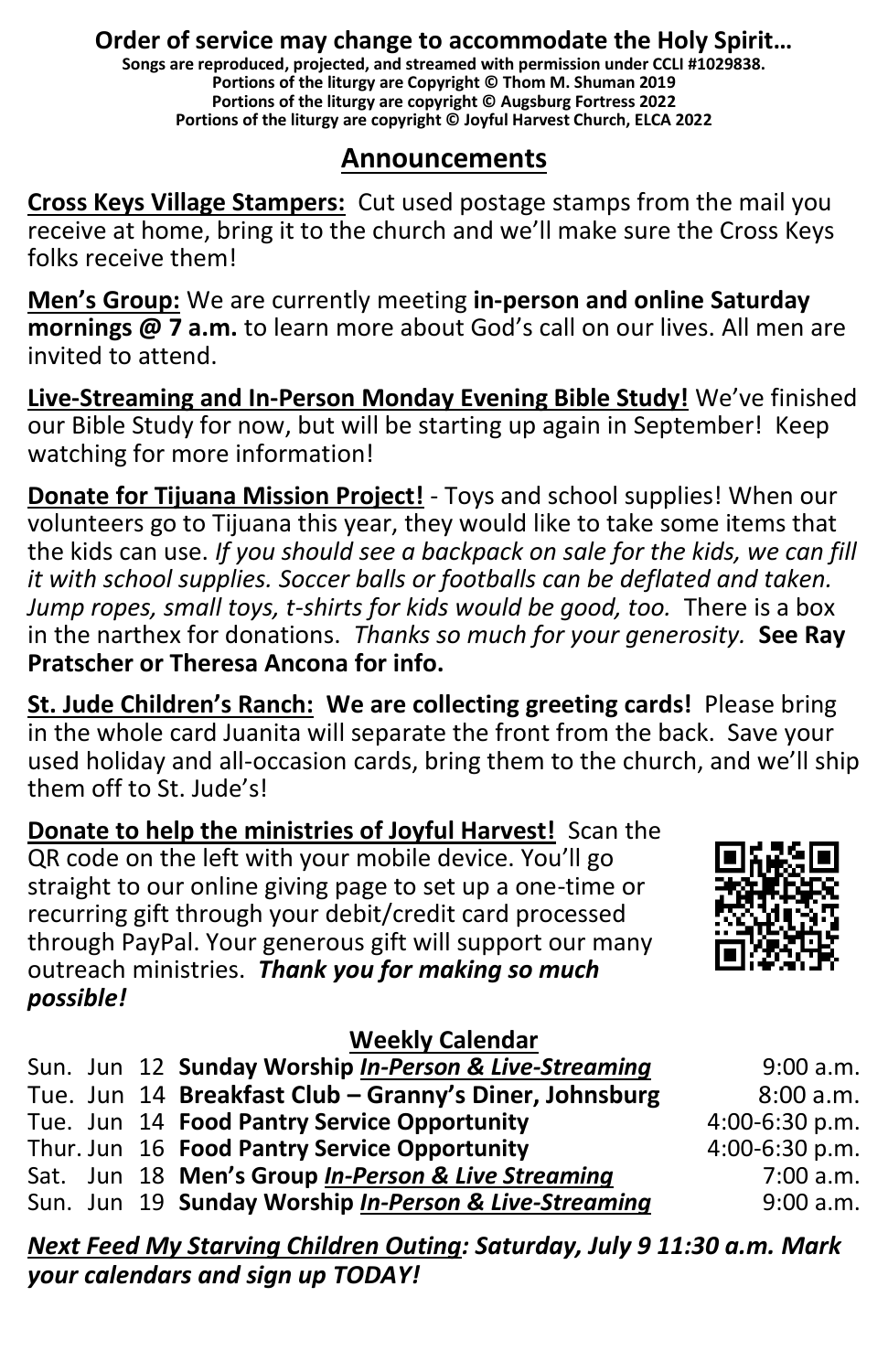**Order of service may change to accommodate the Holy Spirit…**

**Songs are reproduced, projected, and streamed with permission under CCLI #1029838.**
**Portions of the liturgy are Copyright © Thom M. Shuman 2019**
**Portions of the liturgy are copyright © Augsburg Fortress 2022**
**Portions of the liturgy are copyright © Joyful Harvest Church, ELCA 2022**

## Announcements

**Cross Keys Village Stampers:** Cut used postage stamps from the mail you receive at home, bring it to the church and we'll make sure the Cross Keys folks receive them!

**Men's Group:** We are currently meeting **in-person and online Saturday mornings @ 7 a.m.** to learn more about God's call on our lives. All men are invited to attend.

**Live-Streaming and In-Person Monday Evening Bible Study!** We've finished our Bible Study for now, but will be starting up again in September! Keep watching for more information!

**Donate for Tijuana Mission Project!** - Toys and school supplies! When our volunteers go to Tijuana this year, they would like to take some items that the kids can use. *If you should see a backpack on sale for the kids, we can fill it with school supplies. Soccer balls or footballs can be deflated and taken. Jump ropes, small toys, t-shirts for kids would be good, too.* There is a box in the narthex for donations. *Thanks so much for your generosity.* **See Ray Pratscher or Theresa Ancona for info.**

**St. Jude Children's Ranch: We are collecting greeting cards!** Please bring in the whole card Juanita will separate the front from the back. Save your used holiday and all-occasion cards, bring them to the church, and we'll ship them off to St. Jude's!

**Donate to help the ministries of Joyful Harvest!** Scan the QR code on the left with your mobile device. You'll go straight to our online giving page to set up a one-time or recurring gift through your debit/credit card processed through PayPal. Your generous gift will support our many outreach ministries. ***Thank you for making so much possible!***

### Weekly Calendar

| | | | | |
|---|---|---|---|---|
| Sun. | Jun | 12 | **Sunday Worship *In-Person & Live-Streaming*** | 9:00 a.m. |
| Tue. | Jun | 14 | **Breakfast Club – Granny's Diner, Johnsburg** | 8:00 a.m. |
| Tue. | Jun | 14 | **Food Pantry Service Opportunity** | 4:00-6:30 p.m. |
| Thur. | Jun | 16 | **Food Pantry Service Opportunity** | 4:00-6:30 p.m. |
| Sat. | Jun | 18 | **Men's Group *In-Person & Live Streaming*** | 7:00 a.m. |
| Sun. | Jun | 19 | **Sunday Worship *In-Person & Live-Streaming*** | 9:00 a.m. |

***Next Feed My Starving Children Outing: Saturday, July 9 11:30 a.m. Mark your calendars and sign up TODAY!***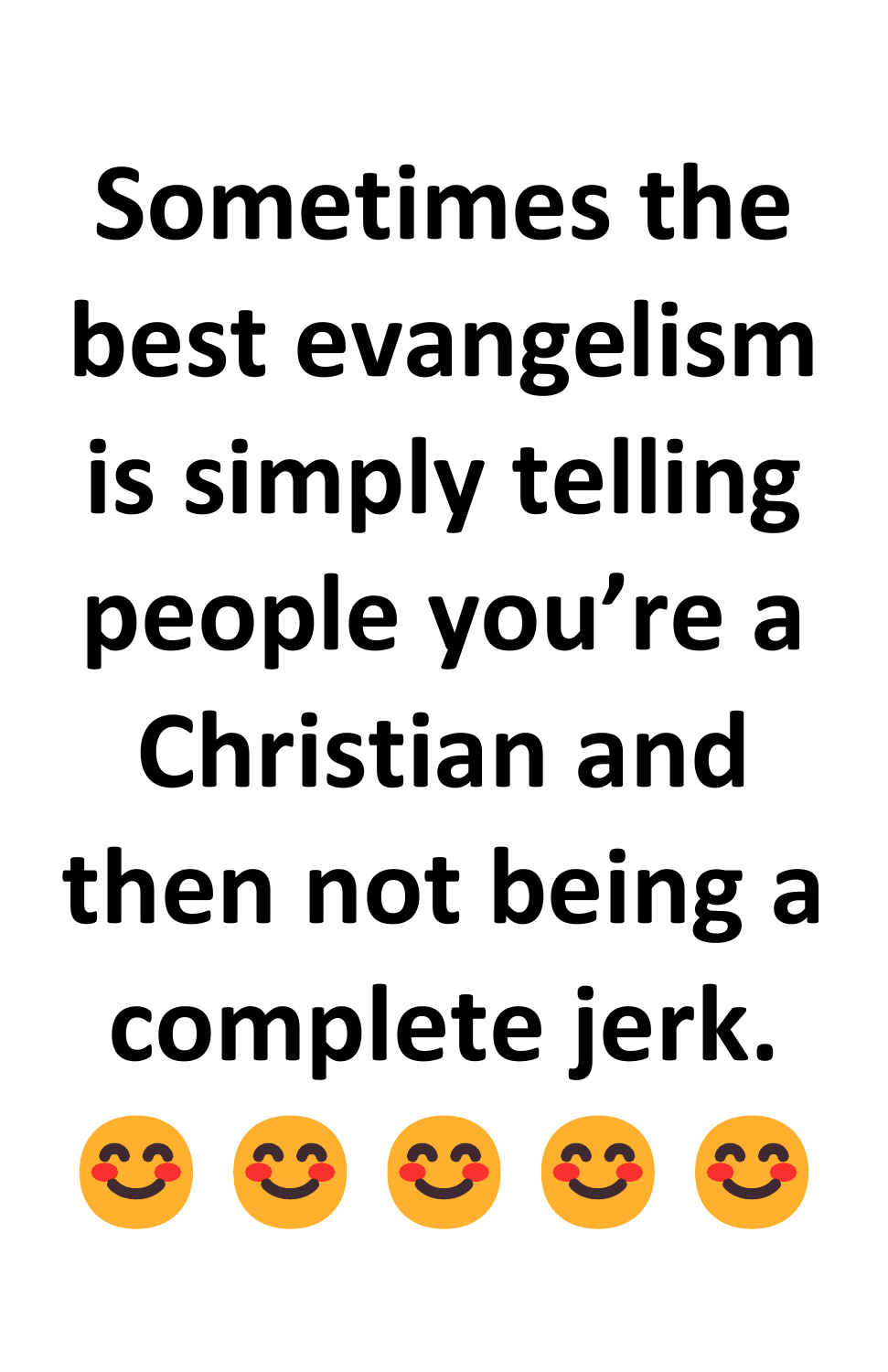Sometimes the best evangelism is simply telling people you’re a Christian and then not being a complete jerk.

😊😊😊😊😊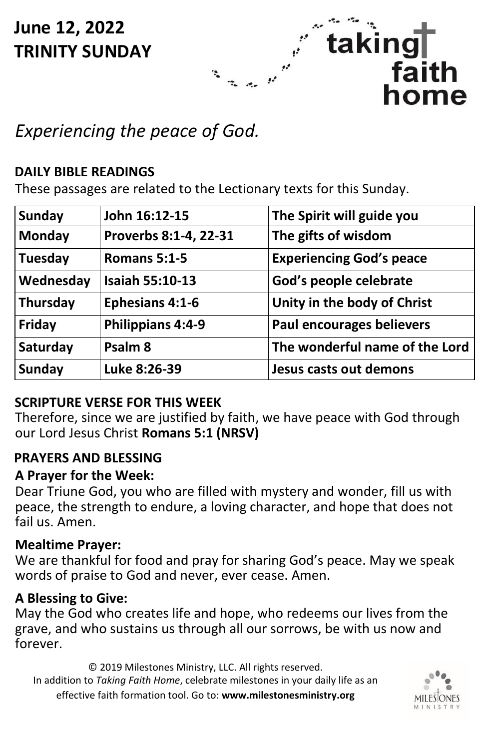**June 12, 2022**
**TRINITY SUNDAY**

taking faith home

*Experiencing the peace of God.*

**DAILY BIBLE READINGS**

These passages are related to the Lectionary texts for this Sunday.

| Sunday | John 16:12-15 | The Spirit will guide you |
|---|---|---|
| Monday | Proverbs 8:1-4, 22-31 | The gifts of wisdom |
| Tuesday | Romans 5:1-5 | Experiencing God's peace |
| Wednesday | Isaiah 55:10-13 | God's people celebrate |
| Thursday | Ephesians 4:1-6 | Unity in the body of Christ |
| Friday | Philippians 4:4-9 | Paul encourages believers |
| Saturday | Psalm 8 | The wonderful name of the Lord |
| Sunday | Luke 8:26-39 | Jesus casts out demons |

**SCRIPTURE VERSE FOR THIS WEEK**

Therefore, since we are justified by faith, we have peace with God through our Lord Jesus Christ **Romans 5:1 (NRSV)**

**PRAYERS AND BLESSING**

**A Prayer for the Week:**

Dear Triune God, you who are filled with mystery and wonder, fill us with peace, the strength to endure, a loving character, and hope that does not fail us. Amen.

**Mealtime Prayer:**

We are thankful for food and pray for sharing God's peace. May we speak words of praise to God and never, ever cease. Amen.

**A Blessing to Give:**

May the God who creates life and hope, who redeems our lives from the grave, and who sustains us through all our sorrows, be with us now and forever.

© 2019 Milestones Ministry, LLC. All rights reserved.
In addition to *Taking Faith Home*, celebrate milestones in your daily life as an effective faith formation tool. Go to: **www.milestonesministry.org**

MILESTONES MINISTRY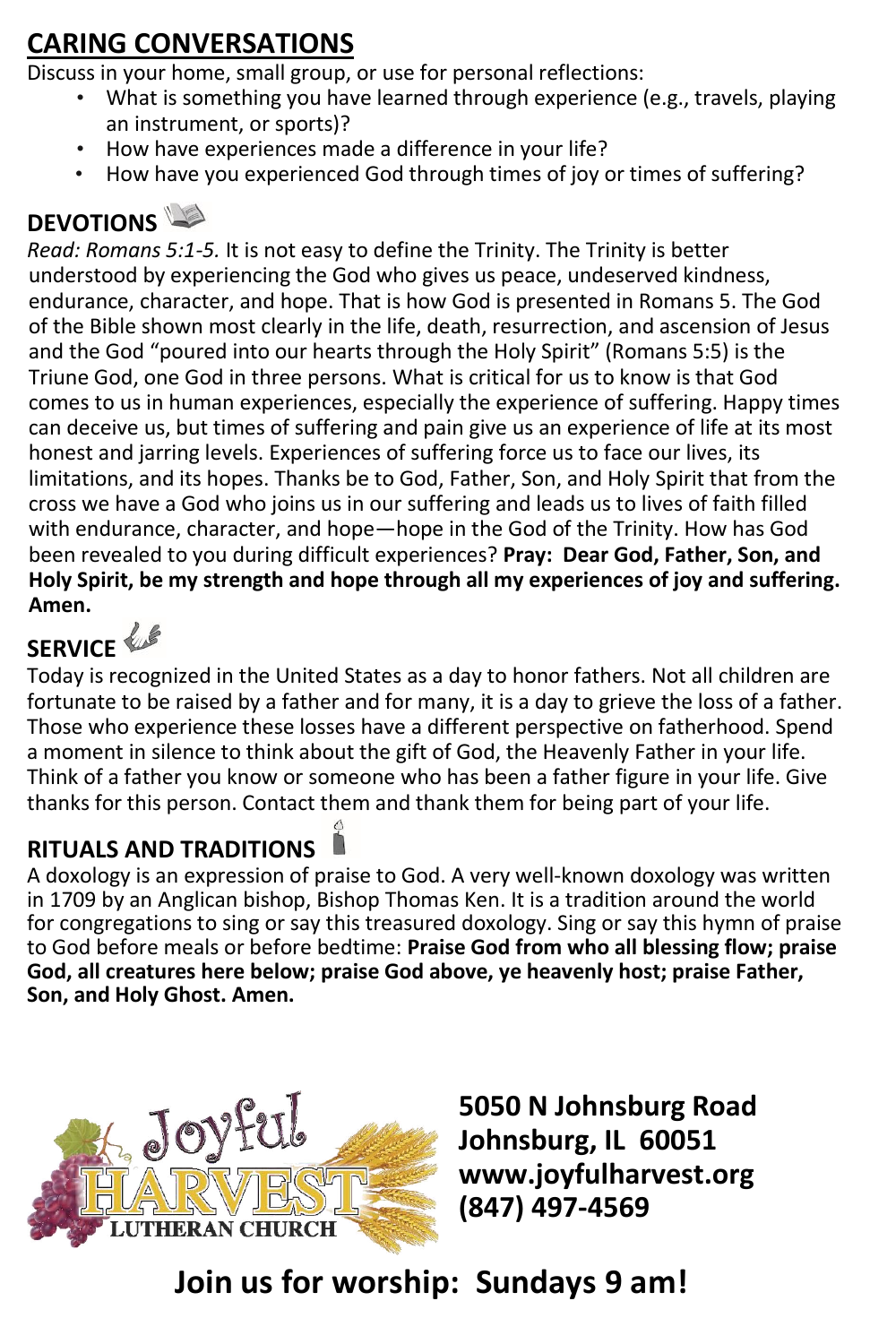## CARING CONVERSATIONS

Discuss in your home, small group, or use for personal reflections:

- What is something you have learned through experience (e.g., travels, playing an instrument, or sports)?
- How have experiences made a difference in your life?
- How have you experienced God through times of joy or times of suffering?

## DEVOTIONS

*Read: Romans 5:1-5.* It is not easy to define the Trinity. The Trinity is better understood by experiencing the God who gives us peace, undeserved kindness, endurance, character, and hope. That is how God is presented in Romans 5. The God of the Bible shown most clearly in the life, death, resurrection, and ascension of Jesus and the God "poured into our hearts through the Holy Spirit" (Romans 5:5) is the Triune God, one God in three persons. What is critical for us to know is that God comes to us in human experiences, especially the experience of suffering. Happy times can deceive us, but times of suffering and pain give us an experience of life at its most honest and jarring levels. Experiences of suffering force us to face our lives, its limitations, and its hopes. Thanks be to God, Father, Son, and Holy Spirit that from the cross we have a God who joins us in our suffering and leads us to lives of faith filled with endurance, character, and hope—hope in the God of the Trinity. How has God been revealed to you during difficult experiences? **Pray: Dear God, Father, Son, and Holy Spirit, be my strength and hope through all my experiences of joy and suffering. Amen.**

## SERVICE

Today is recognized in the United States as a day to honor fathers. Not all children are fortunate to be raised by a father and for many, it is a day to grieve the loss of a father. Those who experience these losses have a different perspective on fatherhood. Spend a moment in silence to think about the gift of God, the Heavenly Father in your life. Think of a father you know or someone who has been a father figure in your life. Give thanks for this person. Contact them and thank them for being part of your life.

## RITUALS AND TRADITIONS

A doxology is an expression of praise to God. A very well-known doxology was written in 1709 by an Anglican bishop, Bishop Thomas Ken. It is a tradition around the world for congregations to sing or say this treasured doxology. Sing or say this hymn of praise to God before meals or before bedtime: **Praise God from who all blessing flow; praise God, all creatures here below; praise God above, ye heavenly host; praise Father, Son, and Holy Ghost. Amen.**

Joyful HARVEST LUTHERAN CHURCH

**5050 N Johnsburg Road**
**Johnsburg, IL 60051**
**www.joyfulharvest.org**
**(847) 497-4569**

**Join us for worship: Sundays 9 am!**